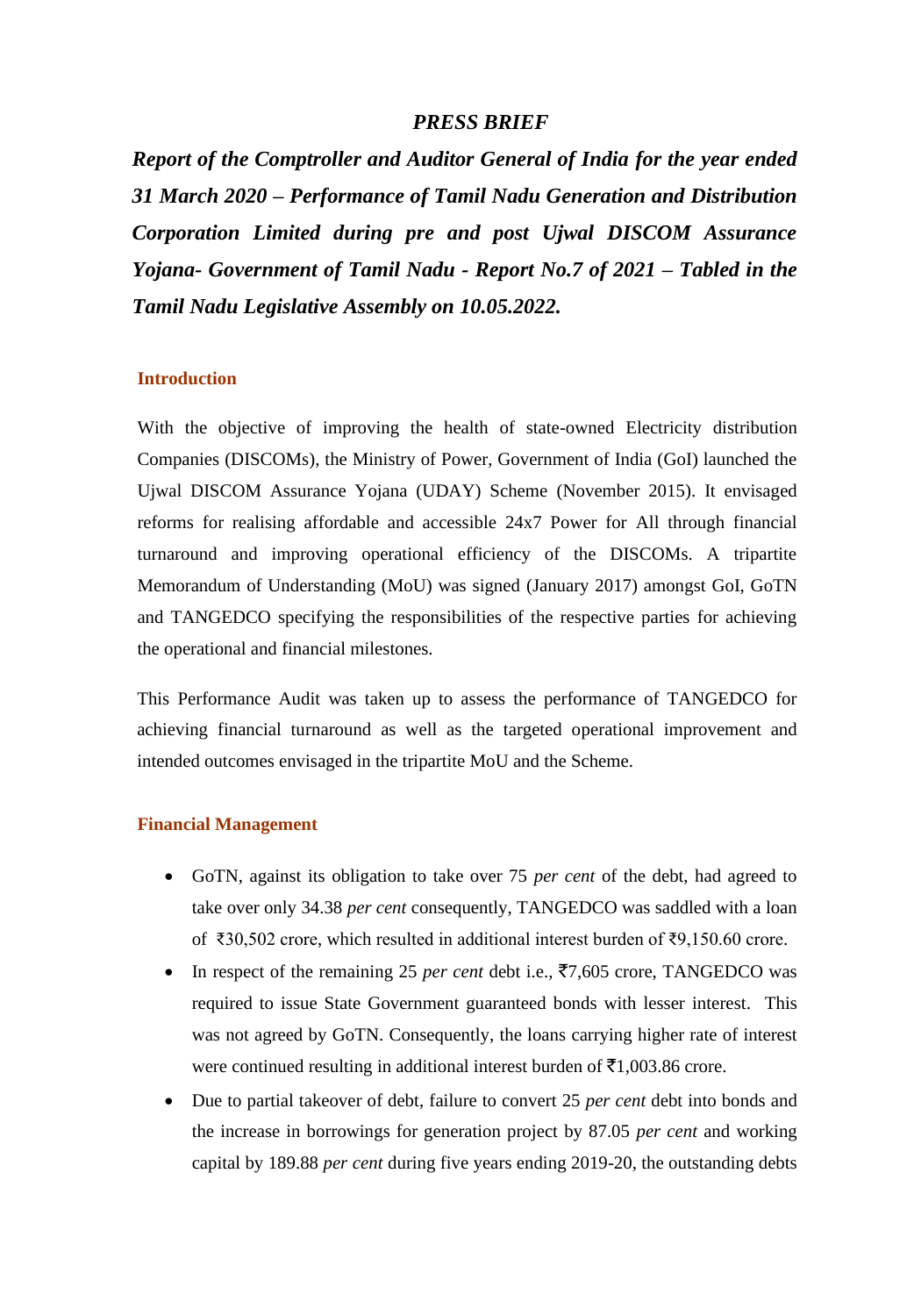# *PRESS BRIEF*

***Report of the Comptroller and Auditor General of India for the year ended 31 March 2020 – Performance of Tamil Nadu Generation and Distribution Corporation Limited during pre and post Ujwal DISCOM Assurance Yojana- Government of Tamil Nadu - Report No.7 of 2021 – Tabled in the Tamil Nadu Legislative Assembly on 10.05.2022.***

## Introduction

With the objective of improving the health of state-owned Electricity distribution Companies (DISCOMs), the Ministry of Power, Government of India (GoI) launched the Ujwal DISCOM Assurance Yojana (UDAY) Scheme (November 2015). It envisaged reforms for realising affordable and accessible 24x7 Power for All through financial turnaround and improving operational efficiency of the DISCOMs. A tripartite Memorandum of Understanding (MoU) was signed (January 2017) amongst GoI, GoTN and TANGEDCO specifying the responsibilities of the respective parties for achieving the operational and financial milestones.

This Performance Audit was taken up to assess the performance of TANGEDCO for achieving financial turnaround as well as the targeted operational improvement and intended outcomes envisaged in the tripartite MoU and the Scheme.

## Financial Management

- GoTN, against its obligation to take over 75 *per cent* of the debt, had agreed to take over only 34.38 *per cent* consequently, TANGEDCO was saddled with a loan of ₹30,502 crore, which resulted in additional interest burden of ₹9,150.60 crore.
- In respect of the remaining 25 *per cent* debt i.e., ₹7,605 crore, TANGEDCO was required to issue State Government guaranteed bonds with lesser interest. This was not agreed by GoTN. Consequently, the loans carrying higher rate of interest were continued resulting in additional interest burden of ₹1,003.86 crore.
- Due to partial takeover of debt, failure to convert 25 *per cent* debt into bonds and the increase in borrowings for generation project by 87.05 *per cent* and working capital by 189.88 *per cent* during five years ending 2019-20, the outstanding debts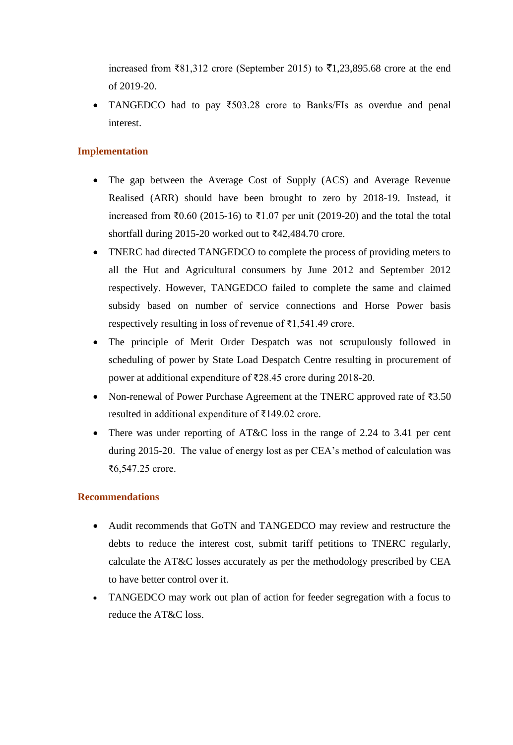increased from ₹81,312 crore (September 2015) to ₹1,23,895.68 crore at the end of 2019-20.

- TANGEDCO had to pay ₹503.28 crore to Banks/FIs as overdue and penal interest.

### Implementation

- The gap between the Average Cost of Supply (ACS) and Average Revenue Realised (ARR) should have been brought to zero by 2018-19. Instead, it increased from ₹0.60 (2015-16) to ₹1.07 per unit (2019-20) and the total the total shortfall during 2015-20 worked out to ₹42,484.70 crore.
- TNERC had directed TANGEDCO to complete the process of providing meters to all the Hut and Agricultural consumers by June 2012 and September 2012 respectively. However, TANGEDCO failed to complete the same and claimed subsidy based on number of service connections and Horse Power basis respectively resulting in loss of revenue of ₹1,541.49 crore.
- The principle of Merit Order Despatch was not scrupulously followed in scheduling of power by State Load Despatch Centre resulting in procurement of power at additional expenditure of ₹28.45 crore during 2018-20.
- Non-renewal of Power Purchase Agreement at the TNERC approved rate of ₹3.50 resulted in additional expenditure of ₹149.02 crore.
- There was under reporting of AT&C loss in the range of 2.24 to 3.41 per cent during 2015-20. The value of energy lost as per CEA's method of calculation was ₹6,547.25 crore.

### Recommendations

- Audit recommends that GoTN and TANGEDCO may review and restructure the debts to reduce the interest cost, submit tariff petitions to TNERC regularly, calculate the AT&C losses accurately as per the methodology prescribed by CEA to have better control over it.
- TANGEDCO may work out plan of action for feeder segregation with a focus to reduce the AT&C loss.